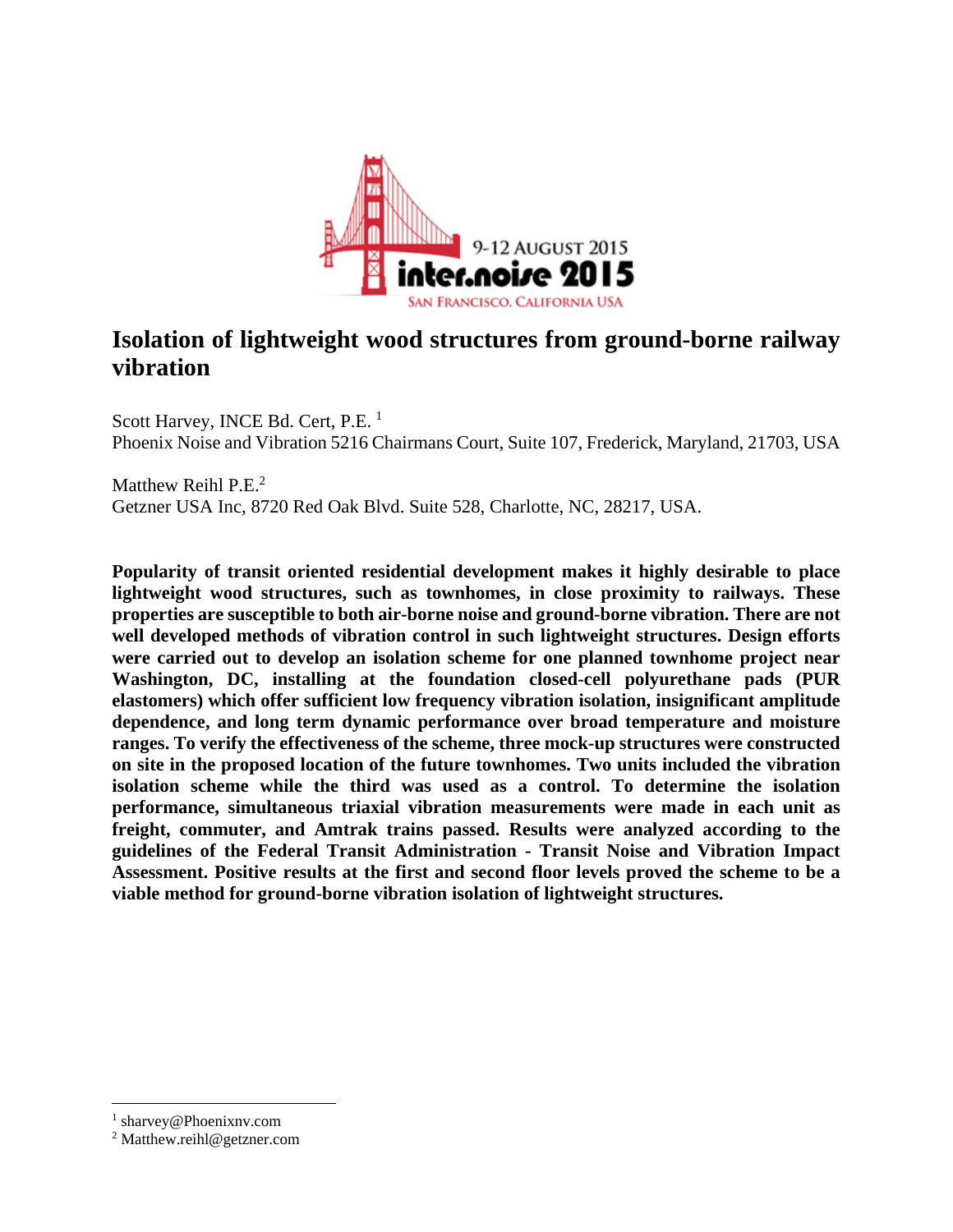# Isolation of lightweight wood structures from ground-borne railway vibration

Scott Harvey, INCE Bd. Cert, P.E. [1]
Phoenix Noise and Vibration 5216 Chairmans Court, Suite 107, Frederick, Maryland, 21703, USA

Matthew Reihl P.E.[2]
Getzner USA Inc, 8720 Red Oak Blvd. Suite 528, Charlotte, NC, 28217, USA.

**Popularity of transit oriented residential development makes it highly desirable to place lightweight wood structures, such as townhomes, in close proximity to railways. These properties are susceptible to both air-borne noise and ground-borne vibration. There are not well developed methods of vibration control in such lightweight structures. Design efforts were carried out to develop an isolation scheme for one planned townhome project near Washington, DC, installing at the foundation closed-cell polyurethane pads (PUR elastomers) which offer sufficient low frequency vibration isolation, insignificant amplitude dependence, and long term dynamic performance over broad temperature and moisture ranges. To verify the effectiveness of the scheme, three mock-up structures were constructed on site in the proposed location of the future townhomes. Two units included the vibration isolation scheme while the third was used as a control. To determine the isolation performance, simultaneous triaxial vibration measurements were made in each unit as freight, commuter, and Amtrak trains passed. Results were analyzed according to the guidelines of the Federal Transit Administration - Transit Noise and Vibration Impact Assessment. Positive results at the first and second floor levels proved the scheme to be a viable method for ground-borne vibration isolation of lightweight structures.**

[1] sharvey@Phoenixnv.com
[2] Matthew.reihl@getzner.com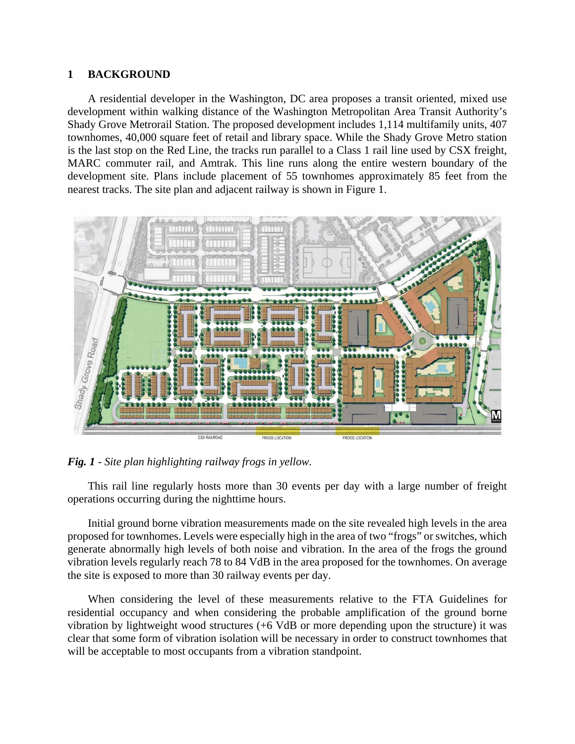# 1 BACKGROUND

A residential developer in the Washington, DC area proposes a transit oriented, mixed use development within walking distance of the Washington Metropolitan Area Transit Authority's Shady Grove Metrorail Station. The proposed development includes 1,114 multifamily units, 407 townhomes, 40,000 square feet of retail and library space. While the Shady Grove Metro station is the last stop on the Red Line, the tracks run parallel to a Class 1 rail line used by CSX freight, MARC commuter rail, and Amtrak. This line runs along the entire western boundary of the development site. Plans include placement of 55 townhomes approximately 85 feet from the nearest tracks. The site plan and adjacent railway is shown in Figure 1.

***Fig. 1*** *- Site plan highlighting railway frogs in yellow.*

This rail line regularly hosts more than 30 events per day with a large number of freight operations occurring during the nighttime hours.

Initial ground borne vibration measurements made on the site revealed high levels in the area proposed for townhomes. Levels were especially high in the area of two "frogs" or switches, which generate abnormally high levels of both noise and vibration. In the area of the frogs the ground vibration levels regularly reach 78 to 84 VdB in the area proposed for the townhomes. On average the site is exposed to more than 30 railway events per day.

When considering the level of these measurements relative to the FTA Guidelines for residential occupancy and when considering the probable amplification of the ground borne vibration by lightweight wood structures (+6 VdB or more depending upon the structure) it was clear that some form of vibration isolation will be necessary in order to construct townhomes that will be acceptable to most occupants from a vibration standpoint.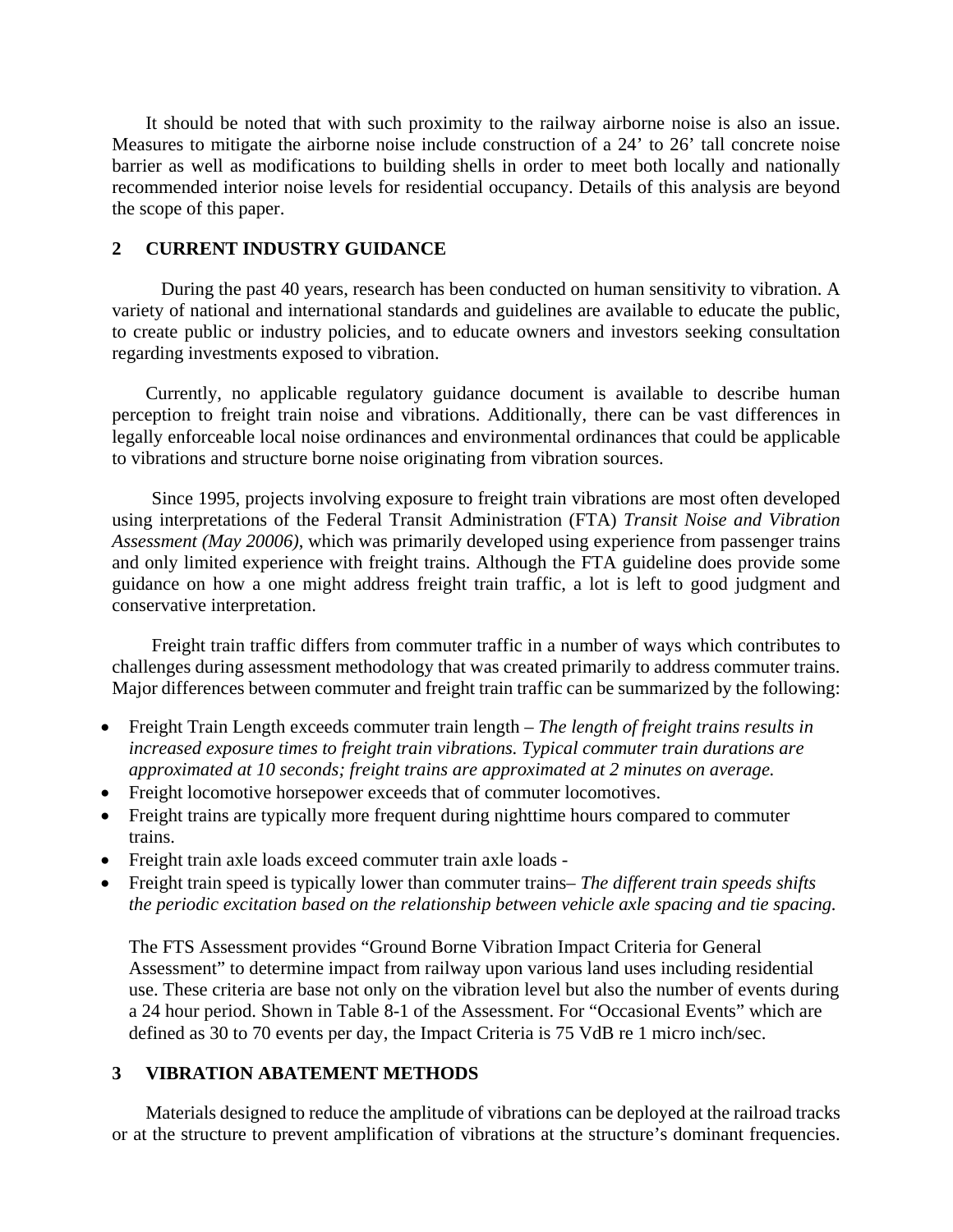It should be noted that with such proximity to the railway airborne noise is also an issue. Measures to mitigate the airborne noise include construction of a 24' to 26' tall concrete noise barrier as well as modifications to building shells in order to meet both locally and nationally recommended interior noise levels for residential occupancy. Details of this analysis are beyond the scope of this paper.

## 2 CURRENT INDUSTRY GUIDANCE

During the past 40 years, research has been conducted on human sensitivity to vibration. A variety of national and international standards and guidelines are available to educate the public, to create public or industry policies, and to educate owners and investors seeking consultation regarding investments exposed to vibration.

Currently, no applicable regulatory guidance document is available to describe human perception to freight train noise and vibrations. Additionally, there can be vast differences in legally enforceable local noise ordinances and environmental ordinances that could be applicable to vibrations and structure borne noise originating from vibration sources.

Since 1995, projects involving exposure to freight train vibrations are most often developed using interpretations of the Federal Transit Administration (FTA) *Transit Noise and Vibration Assessment (May 20006)*, which was primarily developed using experience from passenger trains and only limited experience with freight trains. Although the FTA guideline does provide some guidance on how a one might address freight train traffic, a lot is left to good judgment and conservative interpretation.

Freight train traffic differs from commuter traffic in a number of ways which contributes to challenges during assessment methodology that was created primarily to address commuter trains. Major differences between commuter and freight train traffic can be summarized by the following:

- Freight Train Length exceeds commuter train length – *The length of freight trains results in increased exposure times to freight train vibrations. Typical commuter train durations are approximated at 10 seconds; freight trains are approximated at 2 minutes on average.*
- Freight locomotive horsepower exceeds that of commuter locomotives.
- Freight trains are typically more frequent during nighttime hours compared to commuter trains.
- Freight train axle loads exceed commuter train axle loads -
- Freight train speed is typically lower than commuter trains– *The different train speeds shifts the periodic excitation based on the relationship between vehicle axle spacing and tie spacing.*

The FTS Assessment provides "Ground Borne Vibration Impact Criteria for General Assessment" to determine impact from railway upon various land uses including residential use. These criteria are base not only on the vibration level but also the number of events during a 24 hour period. Shown in Table 8-1 of the Assessment. For "Occasional Events" which are defined as 30 to 70 events per day, the Impact Criteria is 75 VdB re 1 micro inch/sec.

## 3 VIBRATION ABATEMENT METHODS

Materials designed to reduce the amplitude of vibrations can be deployed at the railroad tracks or at the structure to prevent amplification of vibrations at the structure's dominant frequencies.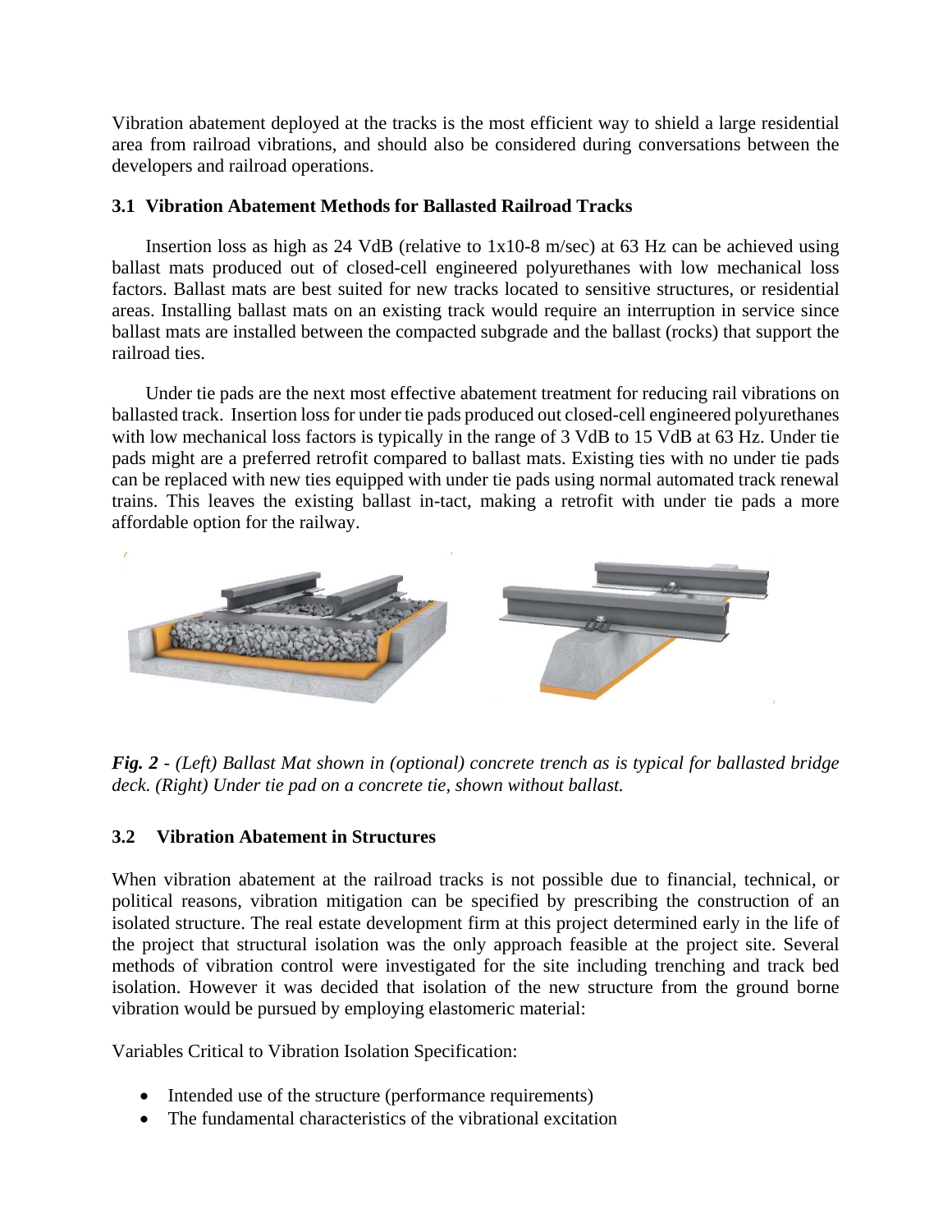Vibration abatement deployed at the tracks is the most efficient way to shield a large residential area from railroad vibrations, and should also be considered during conversations between the developers and railroad operations.

### 3.1 Vibration Abatement Methods for Ballasted Railroad Tracks

Insertion loss as high as 24 VdB (relative to 1x10-8 m/sec) at 63 Hz can be achieved using ballast mats produced out of closed-cell engineered polyurethanes with low mechanical loss factors. Ballast mats are best suited for new tracks located to sensitive structures, or residential areas. Installing ballast mats on an existing track would require an interruption in service since ballast mats are installed between the compacted subgrade and the ballast (rocks) that support the railroad ties.

Under tie pads are the next most effective abatement treatment for reducing rail vibrations on ballasted track. Insertion loss for under tie pads produced out closed-cell engineered polyurethanes with low mechanical loss factors is typically in the range of 3 VdB to 15 VdB at 63 Hz. Under tie pads might are a preferred retrofit compared to ballast mats. Existing ties with no under tie pads can be replaced with new ties equipped with under tie pads using normal automated track renewal trains. This leaves the existing ballast in-tact, making a retrofit with under tie pads a more affordable option for the railway.

***Fig. 2*** *- (Left) Ballast Mat shown in (optional) concrete trench as is typical for ballasted bridge deck. (Right) Under tie pad on a concrete tie, shown without ballast.*

### 3.2 Vibration Abatement in Structures

When vibration abatement at the railroad tracks is not possible due to financial, technical, or political reasons, vibration mitigation can be specified by prescribing the construction of an isolated structure. The real estate development firm at this project determined early in the life of the project that structural isolation was the only approach feasible at the project site. Several methods of vibration control were investigated for the site including trenching and track bed isolation. However it was decided that isolation of the new structure from the ground borne vibration would be pursued by employing elastomeric material:

Variables Critical to Vibration Isolation Specification:

- Intended use of the structure (performance requirements)
- The fundamental characteristics of the vibrational excitation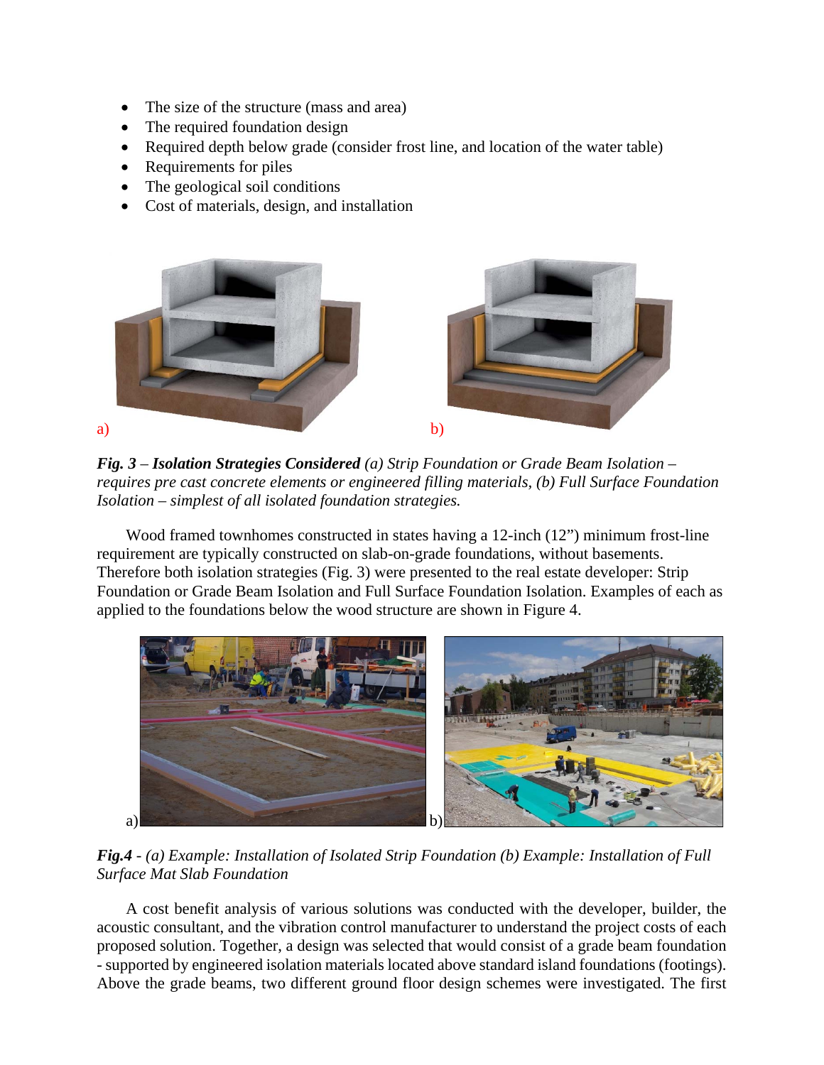- The size of the structure (mass and area)
- The required foundation design
- Required depth below grade (consider frost line, and location of the water table)
- Requirements for piles
- The geological soil conditions
- Cost of materials, design, and installation

a) b)

***Fig. 3*** *–* ***Isolation Strategies Considered*** *(a) Strip Foundation or Grade Beam Isolation – requires pre cast concrete elements or engineered filling materials, (b) Full Surface Foundation Isolation – simplest of all isolated foundation strategies.*

Wood framed townhomes constructed in states having a 12-inch (12”) minimum frost-line requirement are typically constructed on slab-on-grade foundations, without basements. Therefore both isolation strategies (Fig. 3) were presented to the real estate developer: Strip Foundation or Grade Beam Isolation and Full Surface Foundation Isolation. Examples of each as applied to the foundations below the wood structure are shown in Figure 4.

a) b)

***Fig.4*** *- (a) Example: Installation of Isolated Strip Foundation (b) Example: Installation of Full Surface Mat Slab Foundation*

A cost benefit analysis of various solutions was conducted with the developer, builder, the acoustic consultant, and the vibration control manufacturer to understand the project costs of each proposed solution. Together, a design was selected that would consist of a grade beam foundation - supported by engineered isolation materials located above standard island foundations (footings). Above the grade beams, two different ground floor design schemes were investigated. The first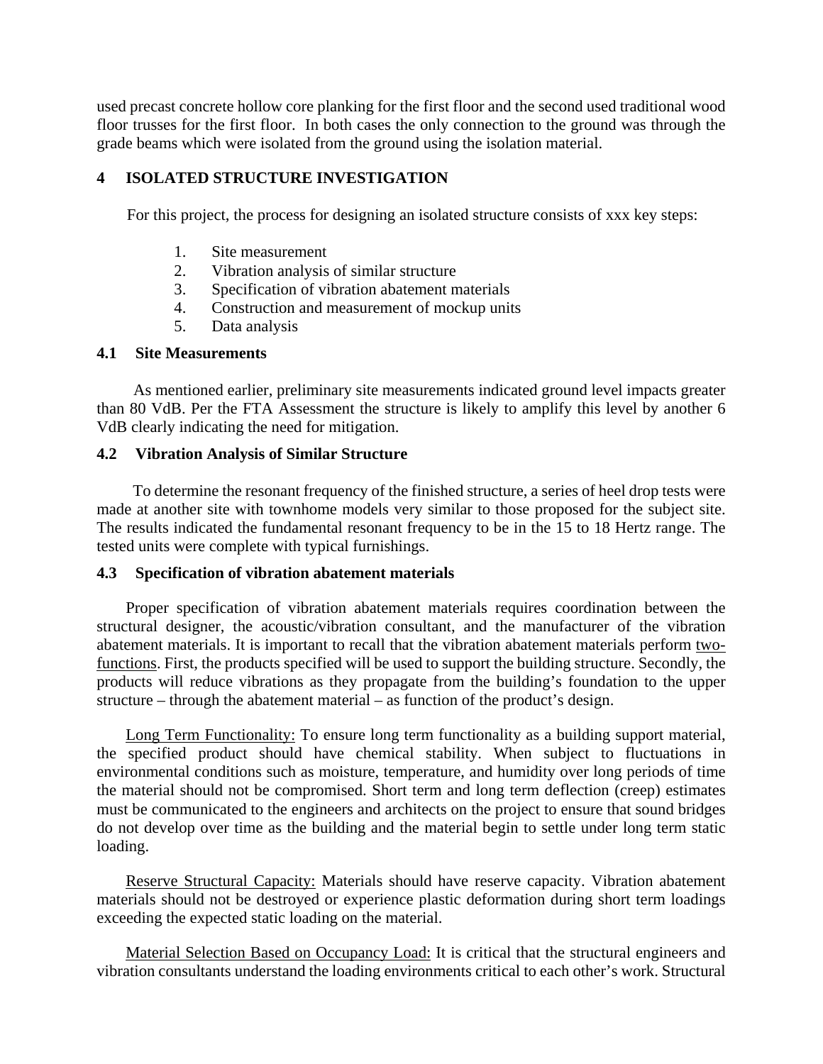used precast concrete hollow core planking for the first floor and the second used traditional wood floor trusses for the first floor. In both cases the only connection to the ground was through the grade beams which were isolated from the ground using the isolation material.

## 4 ISOLATED STRUCTURE INVESTIGATION

For this project, the process for designing an isolated structure consists of xxx key steps:

1. Site measurement
2. Vibration analysis of similar structure
3. Specification of vibration abatement materials
4. Construction and measurement of mockup units
5. Data analysis

### 4.1 Site Measurements

As mentioned earlier, preliminary site measurements indicated ground level impacts greater than 80 VdB. Per the FTA Assessment the structure is likely to amplify this level by another 6 VdB clearly indicating the need for mitigation.

### 4.2 Vibration Analysis of Similar Structure

To determine the resonant frequency of the finished structure, a series of heel drop tests were made at another site with townhome models very similar to those proposed for the subject site. The results indicated the fundamental resonant frequency to be in the 15 to 18 Hertz range. The tested units were complete with typical furnishings.

### 4.3 Specification of vibration abatement materials

Proper specification of vibration abatement materials requires coordination between the structural designer, the acoustic/vibration consultant, and the manufacturer of the vibration abatement materials. It is important to recall that the vibration abatement materials perform two-functions. First, the products specified will be used to support the building structure. Secondly, the products will reduce vibrations as they propagate from the building's foundation to the upper structure – through the abatement material – as function of the product's design.

Long Term Functionality: To ensure long term functionality as a building support material, the specified product should have chemical stability. When subject to fluctuations in environmental conditions such as moisture, temperature, and humidity over long periods of time the material should not be compromised. Short term and long term deflection (creep) estimates must be communicated to the engineers and architects on the project to ensure that sound bridges do not develop over time as the building and the material begin to settle under long term static loading.

Reserve Structural Capacity: Materials should have reserve capacity. Vibration abatement materials should not be destroyed or experience plastic deformation during short term loadings exceeding the expected static loading on the material.

Material Selection Based on Occupancy Load: It is critical that the structural engineers and vibration consultants understand the loading environments critical to each other's work. Structural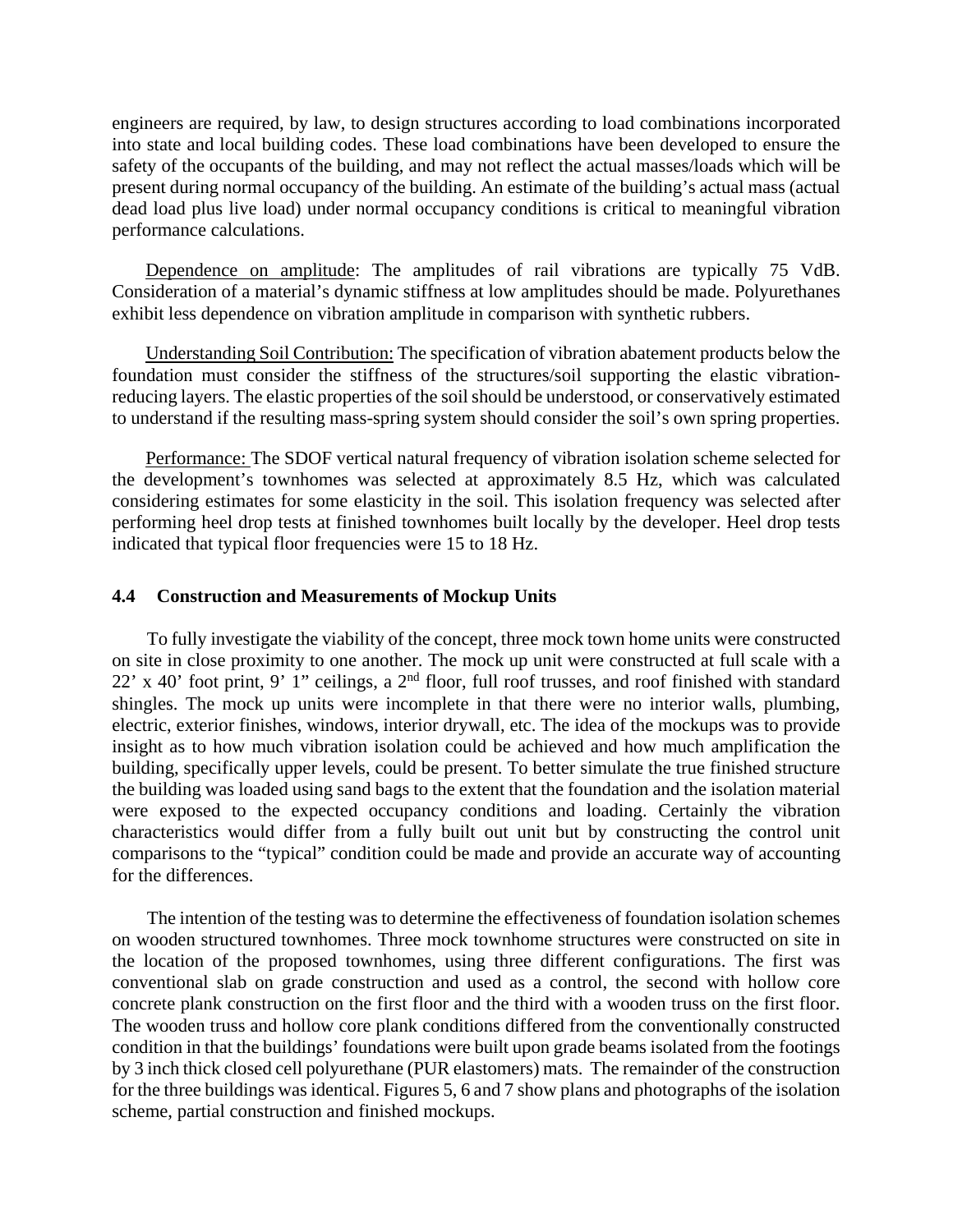engineers are required, by law, to design structures according to load combinations incorporated into state and local building codes. These load combinations have been developed to ensure the safety of the occupants of the building, and may not reflect the actual masses/loads which will be present during normal occupancy of the building. An estimate of the building's actual mass (actual dead load plus live load) under normal occupancy conditions is critical to meaningful vibration performance calculations.

Dependence on amplitude: The amplitudes of rail vibrations are typically 75 VdB. Consideration of a material's dynamic stiffness at low amplitudes should be made. Polyurethanes exhibit less dependence on vibration amplitude in comparison with synthetic rubbers.

Understanding Soil Contribution: The specification of vibration abatement products below the foundation must consider the stiffness of the structures/soil supporting the elastic vibration-reducing layers. The elastic properties of the soil should be understood, or conservatively estimated to understand if the resulting mass-spring system should consider the soil's own spring properties.

Performance: The SDOF vertical natural frequency of vibration isolation scheme selected for the development's townhomes was selected at approximately 8.5 Hz, which was calculated considering estimates for some elasticity in the soil. This isolation frequency was selected after performing heel drop tests at finished townhomes built locally by the developer. Heel drop tests indicated that typical floor frequencies were 15 to 18 Hz.

### 4.4 Construction and Measurements of Mockup Units

To fully investigate the viability of the concept, three mock town home units were constructed on site in close proximity to one another. The mock up unit were constructed at full scale with a 22' x 40' foot print, 9' 1" ceilings, a 2nd floor, full roof trusses, and roof finished with standard shingles. The mock up units were incomplete in that there were no interior walls, plumbing, electric, exterior finishes, windows, interior drywall, etc. The idea of the mockups was to provide insight as to how much vibration isolation could be achieved and how much amplification the building, specifically upper levels, could be present. To better simulate the true finished structure the building was loaded using sand bags to the extent that the foundation and the isolation material were exposed to the expected occupancy conditions and loading. Certainly the vibration characteristics would differ from a fully built out unit but by constructing the control unit comparisons to the "typical" condition could be made and provide an accurate way of accounting for the differences.

The intention of the testing was to determine the effectiveness of foundation isolation schemes on wooden structured townhomes. Three mock townhome structures were constructed on site in the location of the proposed townhomes, using three different configurations. The first was conventional slab on grade construction and used as a control, the second with hollow core concrete plank construction on the first floor and the third with a wooden truss on the first floor. The wooden truss and hollow core plank conditions differed from the conventionally constructed condition in that the buildings' foundations were built upon grade beams isolated from the footings by 3 inch thick closed cell polyurethane (PUR elastomers) mats. The remainder of the construction for the three buildings was identical. Figures 5, 6 and 7 show plans and photographs of the isolation scheme, partial construction and finished mockups.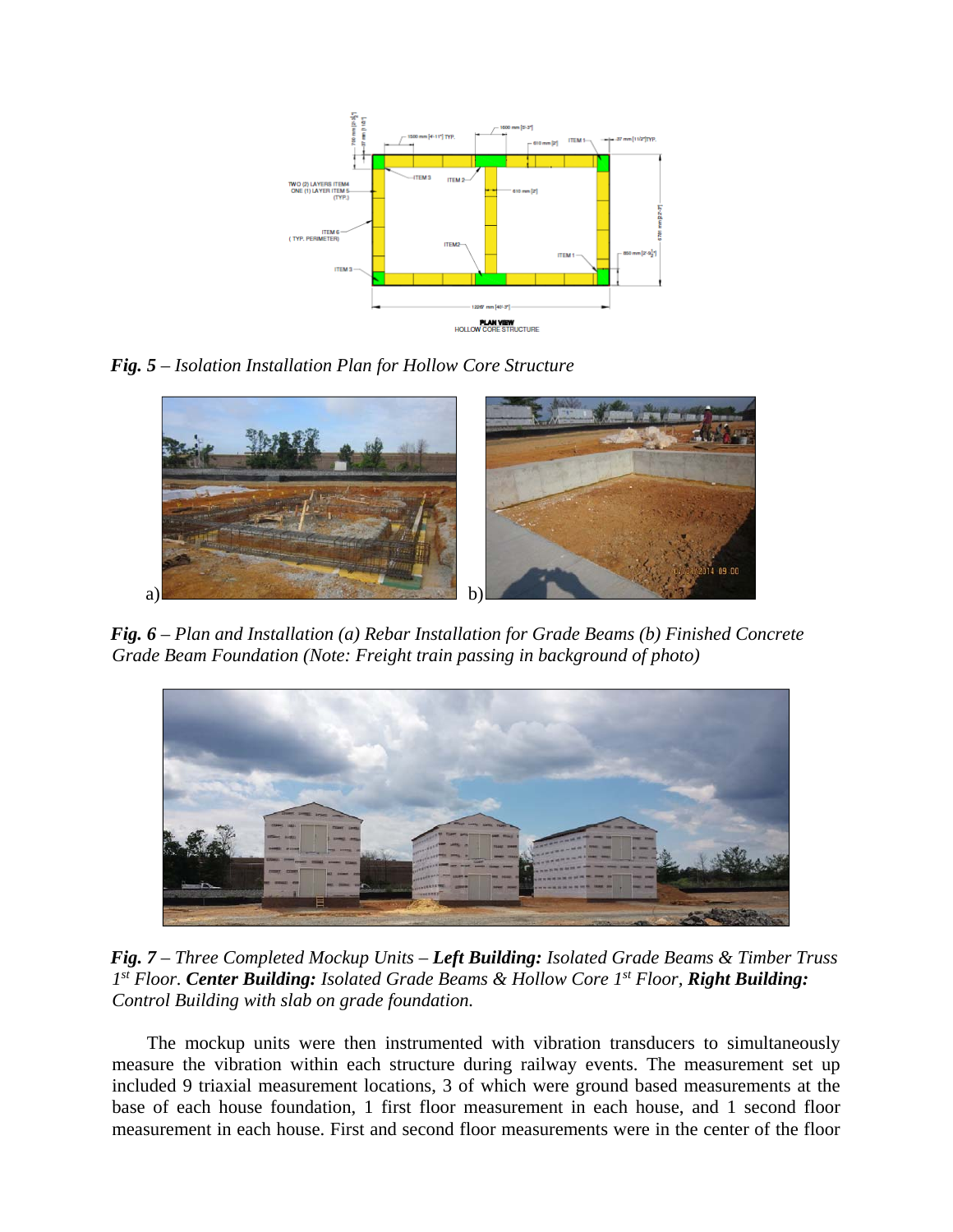*Fig. 5 – Isolation Installation Plan for Hollow Core Structure*

a) b)

*Fig. 6 – Plan and Installation (a) Rebar Installation for Grade Beams (b) Finished Concrete Grade Beam Foundation (Note: Freight train passing in background of photo)*

*Fig. 7 – Three Completed Mockup Units – **Left Building:** Isolated Grade Beams & Timber Truss 1st Floor. **Center Building:** Isolated Grade Beams & Hollow Core 1st Floor, **Right Building:** Control Building with slab on grade foundation.*

The mockup units were then instrumented with vibration transducers to simultaneously measure the vibration within each structure during railway events. The measurement set up included 9 triaxial measurement locations, 3 of which were ground based measurements at the base of each house foundation, 1 first floor measurement in each house, and 1 second floor measurement in each house. First and second floor measurements were in the center of the floor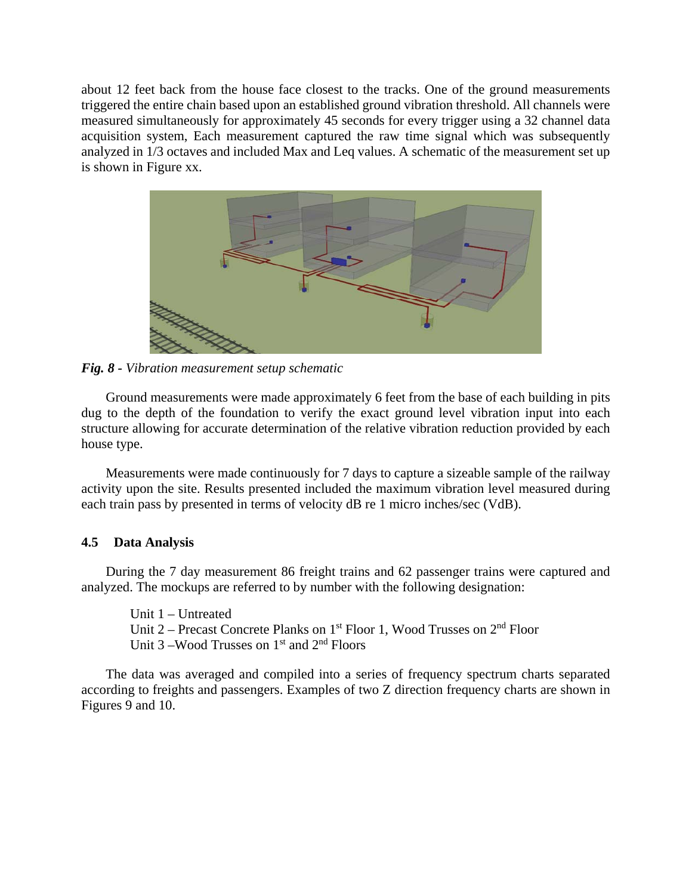about 12 feet back from the house face closest to the tracks. One of the ground measurements triggered the entire chain based upon an established ground vibration threshold. All channels were measured simultaneously for approximately 45 seconds for every trigger using a 32 channel data acquisition system, Each measurement captured the raw time signal which was subsequently analyzed in 1/3 octaves and included Max and Leq values. A schematic of the measurement set up is shown in Figure xx.

***Fig. 8** - Vibration measurement setup schematic*

Ground measurements were made approximately 6 feet from the base of each building in pits dug to the depth of the foundation to verify the exact ground level vibration input into each structure allowing for accurate determination of the relative vibration reduction provided by each house type.

Measurements were made continuously for 7 days to capture a sizeable sample of the railway activity upon the site. Results presented included the maximum vibration level measured during each train pass by presented in terms of velocity dB re 1 micro inches/sec (VdB).

### 4.5 Data Analysis

During the 7 day measurement 86 freight trains and 62 passenger trains were captured and analyzed. The mockups are referred to by number with the following designation:

Unit 1 – Untreated
Unit 2 – Precast Concrete Planks on 1st Floor 1, Wood Trusses on 2nd Floor
Unit 3 –Wood Trusses on 1st and 2nd Floors

The data was averaged and compiled into a series of frequency spectrum charts separated according to freights and passengers. Examples of two Z direction frequency charts are shown in Figures 9 and 10.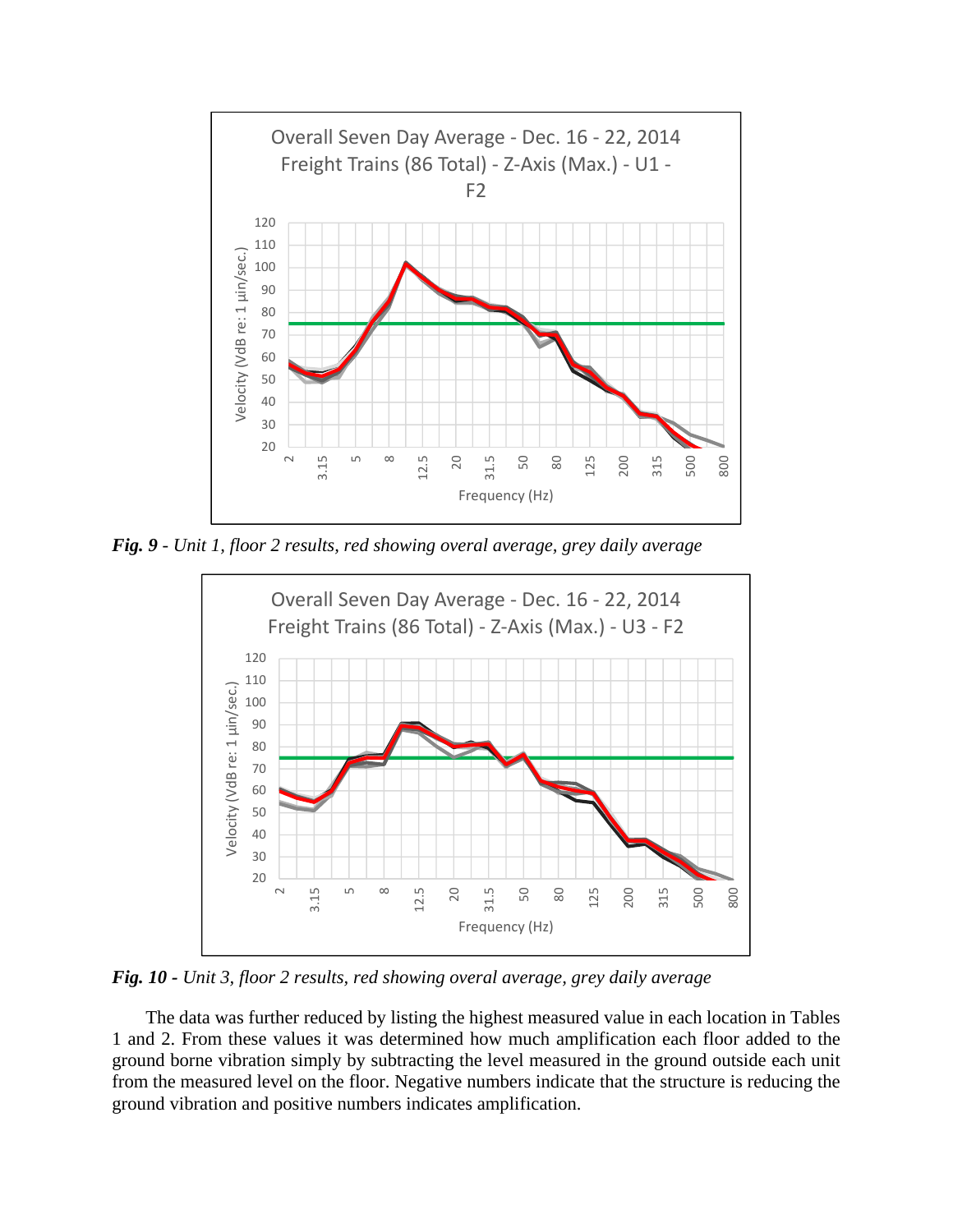*Fig. 9 - Unit 1, floor 2 results, red showing overal average, grey daily average*

*Fig. 10 - Unit 3, floor 2 results, red showing overal average, grey daily average*

The data was further reduced by listing the highest measured value in each location in Tables 1 and 2. From these values it was determined how much amplification each floor added to the ground borne vibration simply by subtracting the level measured in the ground outside each unit from the measured level on the floor. Negative numbers indicate that the structure is reducing the ground vibration and positive numbers indicates amplification.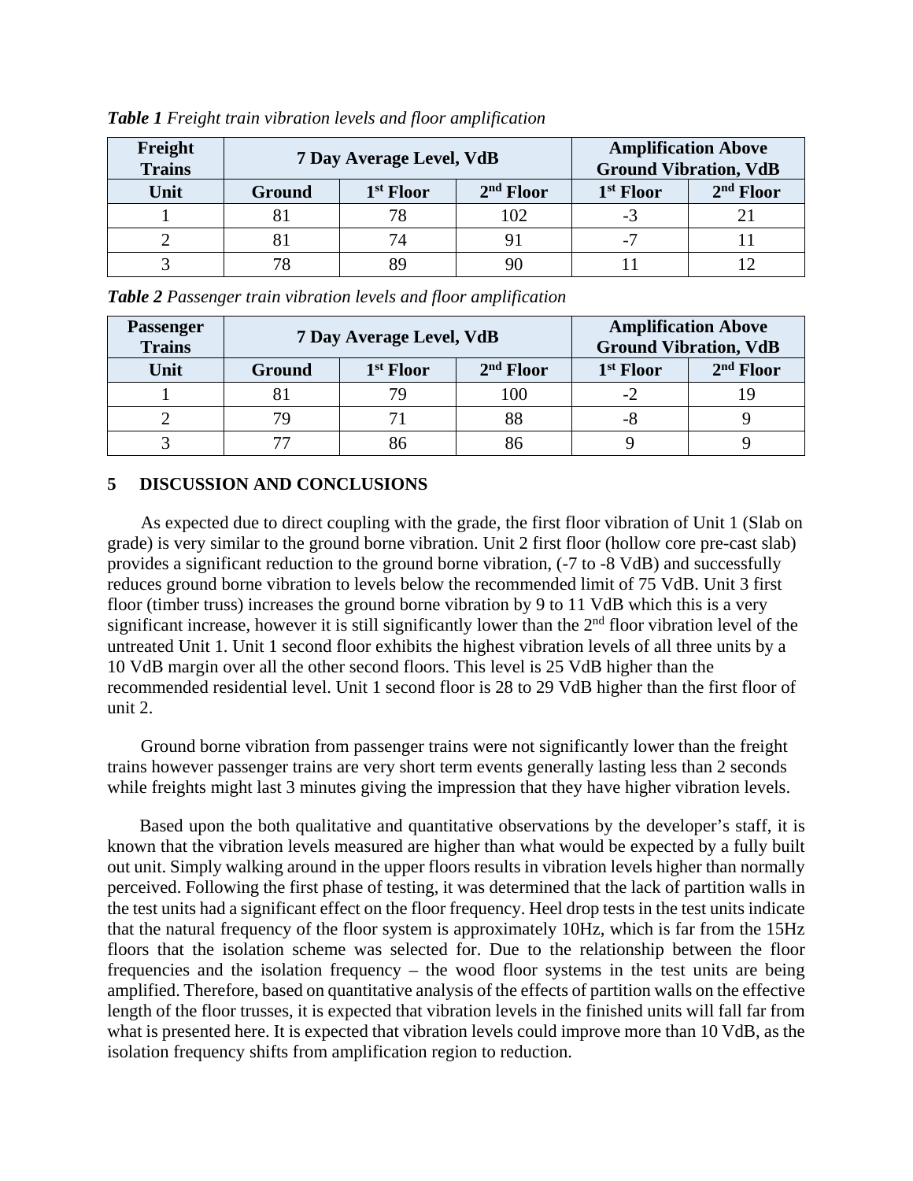***Table 1*** *Freight train vibration levels and floor amplification*

| Freight Trains | 7 Day Average Level, VdB | | | Amplification Above Ground Vibration, VdB | |
|---|---|---|---|---|---|
| Unit | Ground | 1st Floor | 2nd Floor | 1st Floor | 2nd Floor |
| 1 | 81 | 78 | 102 | -3 | 21 |
| 2 | 81 | 74 | 91 | -7 | 11 |
| 3 | 78 | 89 | 90 | 11 | 12 |

***Table 2*** *Passenger train vibration levels and floor amplification*

| Passenger Trains | 7 Day Average Level, VdB | | | Amplification Above Ground Vibration, VdB | |
|---|---|---|---|---|---|
| Unit | Ground | 1st Floor | 2nd Floor | 1st Floor | 2nd Floor |
| 1 | 81 | 79 | 100 | -2 | 19 |
| 2 | 79 | 71 | 88 | -8 | 9 |
| 3 | 77 | 86 | 86 | 9 | 9 |

## 5 DISCUSSION AND CONCLUSIONS

As expected due to direct coupling with the grade, the first floor vibration of Unit 1 (Slab on grade) is very similar to the ground borne vibration. Unit 2 first floor (hollow core pre-cast slab) provides a significant reduction to the ground borne vibration, (-7 to -8 VdB) and successfully reduces ground borne vibration to levels below the recommended limit of 75 VdB. Unit 3 first floor (timber truss) increases the ground borne vibration by 9 to 11 VdB which this is a very significant increase, however it is still significantly lower than the 2nd floor vibration level of the untreated Unit 1. Unit 1 second floor exhibits the highest vibration levels of all three units by a 10 VdB margin over all the other second floors. This level is 25 VdB higher than the recommended residential level. Unit 1 second floor is 28 to 29 VdB higher than the first floor of unit 2.

Ground borne vibration from passenger trains were not significantly lower than the freight trains however passenger trains are very short term events generally lasting less than 2 seconds while freights might last 3 minutes giving the impression that they have higher vibration levels.

Based upon the both qualitative and quantitative observations by the developer's staff, it is known that the vibration levels measured are higher than what would be expected by a fully built out unit. Simply walking around in the upper floors results in vibration levels higher than normally perceived. Following the first phase of testing, it was determined that the lack of partition walls in the test units had a significant effect on the floor frequency. Heel drop tests in the test units indicate that the natural frequency of the floor system is approximately 10Hz, which is far from the 15Hz floors that the isolation scheme was selected for. Due to the relationship between the floor frequencies and the isolation frequency – the wood floor systems in the test units are being amplified. Therefore, based on quantitative analysis of the effects of partition walls on the effective length of the floor trusses, it is expected that vibration levels in the finished units will fall far from what is presented here. It is expected that vibration levels could improve more than 10 VdB, as the isolation frequency shifts from amplification region to reduction.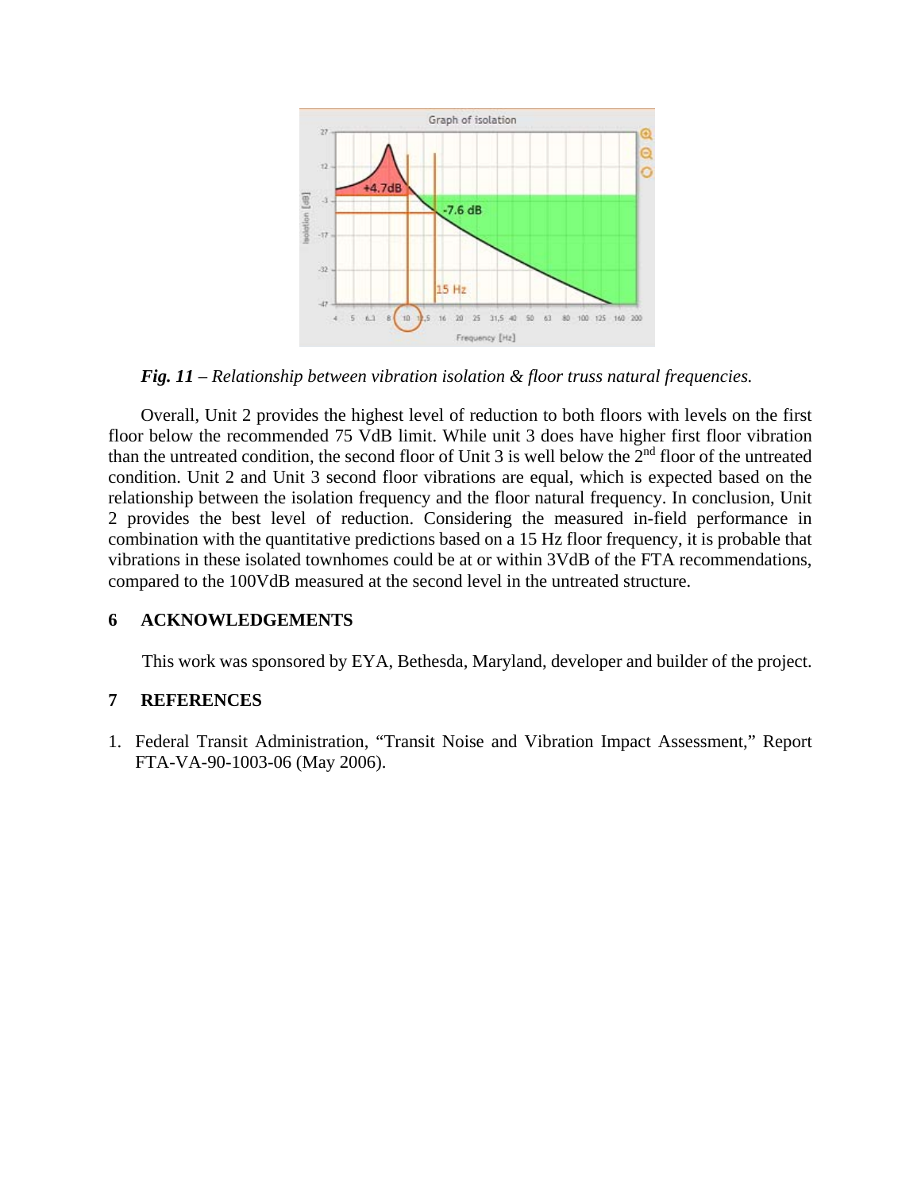Graph of isolation

27

12

-3

-17

-32

-47

Isolation [dB]

+4.7dB

-7.6 dB

15 Hz

4 5 6.3 8 10 12.5 16 20 25 31.5 40 50 63 80 100 125 160 200

Frequency [Hz]

***Fig. 11*** *– Relationship between vibration isolation & floor truss natural frequencies.*

Overall, Unit 2 provides the highest level of reduction to both floors with levels on the first floor below the recommended 75 VdB limit. While unit 3 does have higher first floor vibration than the untreated condition, the second floor of Unit 3 is well below the 2nd floor of the untreated condition. Unit 2 and Unit 3 second floor vibrations are equal, which is expected based on the relationship between the isolation frequency and the floor natural frequency. In conclusion, Unit 2 provides the best level of reduction. Considering the measured in-field performance in combination with the quantitative predictions based on a 15 Hz floor frequency, it is probable that vibrations in these isolated townhomes could be at or within 3VdB of the FTA recommendations, compared to the 100VdB measured at the second level in the untreated structure.

## 6 ACKNOWLEDGEMENTS

This work was sponsored by EYA, Bethesda, Maryland, developer and builder of the project.

## 7 REFERENCES

1. Federal Transit Administration, "Transit Noise and Vibration Impact Assessment," Report FTA-VA-90-1003-06 (May 2006).